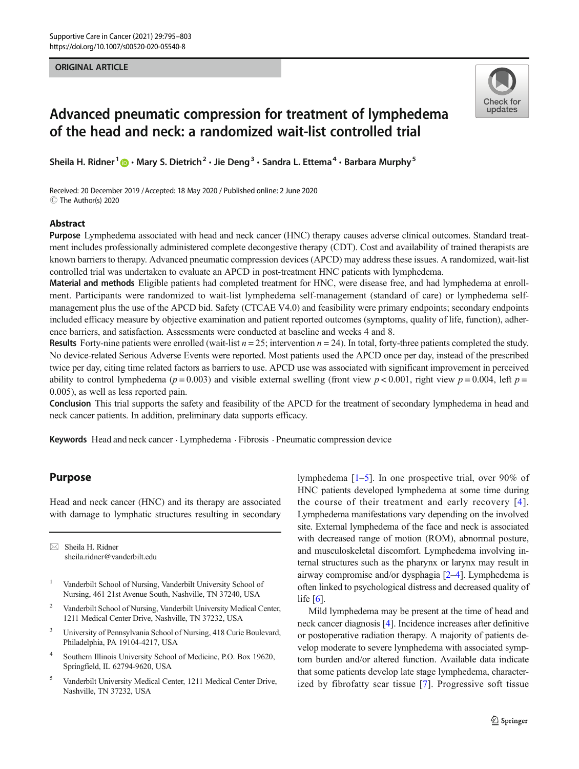ORIGINAL ARTICLE

# Advanced pneumatic compression for treatment of lymphedema of the head and neck: a randomized wait-list controlled trial

Sheila H. Ridner[1] · Mary S. Dietrich[2] · Jie Deng[3] · Sandra L. Ettema[4] · Barbara Murphy[5]

Received: 20 December 2019 / Accepted: 18 May 2020 / Published online: 2 June 2020
© The Author(s) 2020

## Abstract

**Purpose** Lymphedema associated with head and neck cancer (HNC) therapy causes adverse clinical outcomes. Standard treatment includes professionally administered complete decongestive therapy (CDT). Cost and availability of trained therapists are known barriers to therapy. Advanced pneumatic compression devices (APCD) may address these issues. A randomized, wait-list controlled trial was undertaken to evaluate an APCD in post-treatment HNC patients with lymphedema.

**Material and methods** Eligible patients had completed treatment for HNC, were disease free, and had lymphedema at enrollment. Participants were randomized to wait-list lymphedema self-management (standard of care) or lymphedema self-management plus the use of the APCD bid. Safety (CTCAE V4.0) and feasibility were primary endpoints; secondary endpoints included efficacy measure by objective examination and patient reported outcomes (symptoms, quality of life, function), adherence barriers, and satisfaction. Assessments were conducted at baseline and weeks 4 and 8.

**Results** Forty-nine patients were enrolled (wait-list $n = 25$; intervention $n = 24$). In total, forty-three patients completed the study. No device-related Serious Adverse Events were reported. Most patients used the APCD once per day, instead of the prescribed twice per day, citing time related factors as barriers to use. APCD use was associated with significant improvement in perceived ability to control lymphedema ($p = 0.003$) and visible external swelling (front view $p < 0.001$, right view $p = 0.004$, left $p = 0.005$), as well as less reported pain.

**Conclusion** This trial supports the safety and feasibility of the APCD for the treatment of secondary lymphedema in head and neck cancer patients. In addition, preliminary data supports efficacy.

**Keywords** Head and neck cancer · Lymphedema · Fibrosis · Pneumatic compression device

## Purpose

Head and neck cancer (HNC) and its therapy are associated with damage to lymphatic structures resulting in secondary lymphedema [1–5]. In one prospective trial, over 90% of HNC patients developed lymphedema at some time during the course of their treatment and early recovery [4]. Lymphedema manifestations vary depending on the involved site. External lymphedema of the face and neck is associated with decreased range of motion (ROM), abnormal posture, and musculoskeletal discomfort. Lymphedema involving internal structures such as the pharynx or larynx may result in airway compromise and/or dysphagia [2–4]. Lymphedema is often linked to psychological distress and decreased quality of life [6].

Mild lymphedema may be present at the time of head and neck cancer diagnosis [4]. Incidence increases after definitive or postoperative radiation therapy. A majority of patients develop moderate to severe lymphedema with associated symptom burden and/or altered function. Available data indicate that some patients develop late stage lymphedema, characterized by fibrofatty scar tissue [7]. Progressive soft tissue

✉ Sheila H. Ridner
sheila.ridner@vanderbilt.edu

[1] Vanderbilt School of Nursing, Vanderbilt University School of Nursing, 461 21st Avenue South, Nashville, TN 37240, USA

[2] Vanderbilt School of Nursing, Vanderbilt University Medical Center, 1211 Medical Center Drive, Nashville, TN 37232, USA

[3] University of Pennsylvania School of Nursing, 418 Curie Boulevard, Philadelphia, PA 19104-4217, USA

[4] Southern Illinois University School of Medicine, P.O. Box 19620, Springfield, IL 62794-9620, USA

[5] Vanderbilt University Medical Center, 1211 Medical Center Drive, Nashville, TN 37232, USA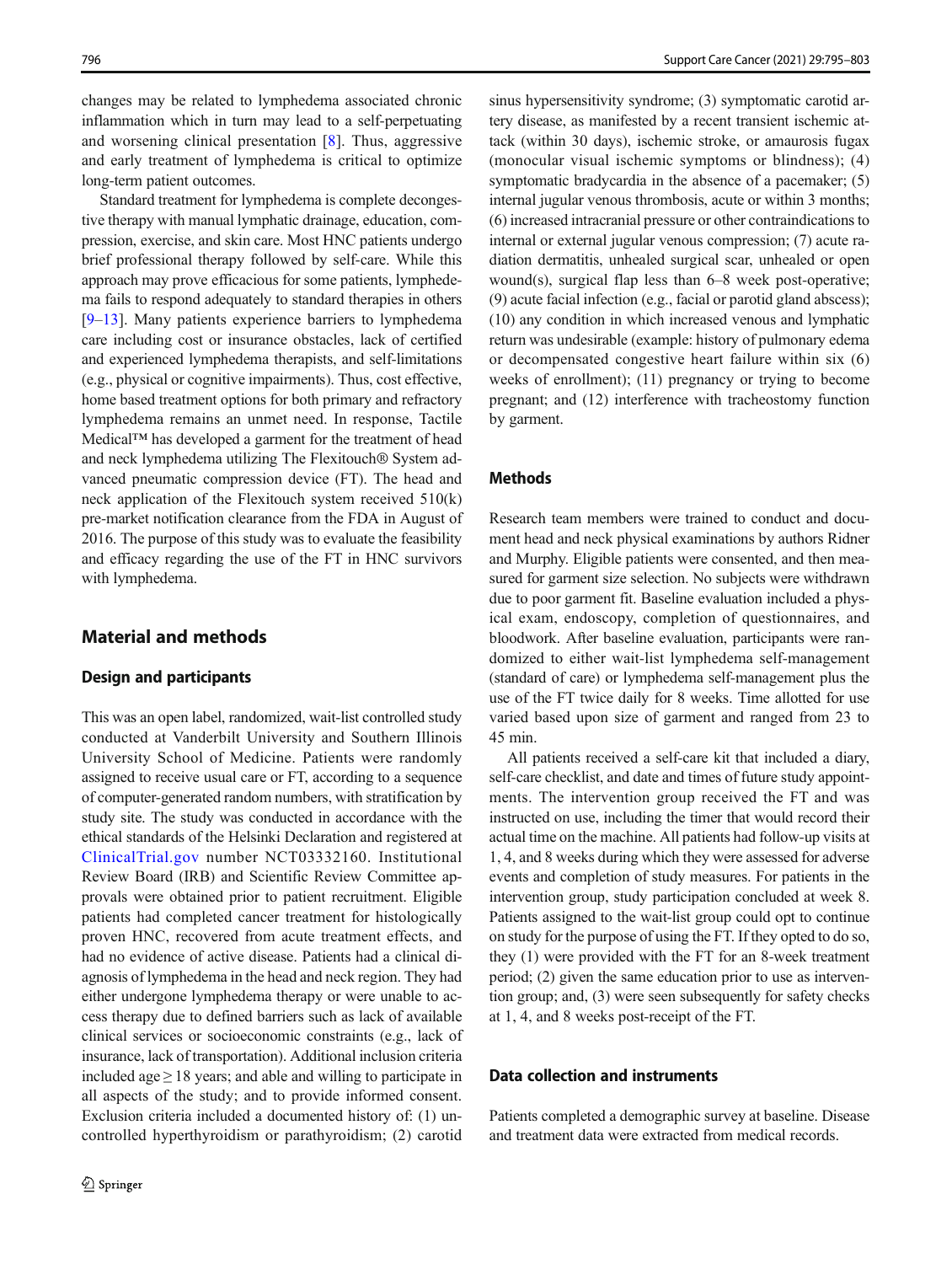changes may be related to lymphedema associated chronic inflammation which in turn may lead to a self-perpetuating and worsening clinical presentation [8]. Thus, aggressive and early treatment of lymphedema is critical to optimize long-term patient outcomes.

Standard treatment for lymphedema is complete decongestive therapy with manual lymphatic drainage, education, compression, exercise, and skin care. Most HNC patients undergo brief professional therapy followed by self-care. While this approach may prove efficacious for some patients, lymphedema fails to respond adequately to standard therapies in others [9–13]. Many patients experience barriers to lymphedema care including cost or insurance obstacles, lack of certified and experienced lymphedema therapists, and self-limitations (e.g., physical or cognitive impairments). Thus, cost effective, home based treatment options for both primary and refractory lymphedema remains an unmet need. In response, Tactile Medical™ has developed a garment for the treatment of head and neck lymphedema utilizing The Flexitouch® System advanced pneumatic compression device (FT). The head and neck application of the Flexitouch system received 510(k) pre-market notification clearance from the FDA in August of 2016. The purpose of this study was to evaluate the feasibility and efficacy regarding the use of the FT in HNC survivors with lymphedema.

## Material and methods

### Design and participants

This was an open label, randomized, wait-list controlled study conducted at Vanderbilt University and Southern Illinois University School of Medicine. Patients were randomly assigned to receive usual care or FT, according to a sequence of computer-generated random numbers, with stratification by study site. The study was conducted in accordance with the ethical standards of the Helsinki Declaration and registered at ClinicalTrial.gov number NCT03332160. Institutional Review Board (IRB) and Scientific Review Committee approvals were obtained prior to patient recruitment. Eligible patients had completed cancer treatment for histologically proven HNC, recovered from acute treatment effects, and had no evidence of active disease. Patients had a clinical diagnosis of lymphedema in the head and neck region. They had either undergone lymphedema therapy or were unable to access therapy due to defined barriers such as lack of available clinical services or socioeconomic constraints (e.g., lack of insurance, lack of transportation). Additional inclusion criteria included age ≥ 18 years; and able and willing to participate in all aspects of the study; and to provide informed consent. Exclusion criteria included a documented history of: (1) uncontrolled hyperthyroidism or parathyroidism; (2) carotid sinus hypersensitivity syndrome; (3) symptomatic carotid artery disease, as manifested by a recent transient ischemic attack (within 30 days), ischemic stroke, or amaurosis fugax (monocular visual ischemic symptoms or blindness); (4) symptomatic bradycardia in the absence of a pacemaker; (5) internal jugular venous thrombosis, acute or within 3 months; (6) increased intracranial pressure or other contraindications to internal or external jugular venous compression; (7) acute radiation dermatitis, unhealed surgical scar, unhealed or open wound(s), surgical flap less than 6–8 week post-operative; (9) acute facial infection (e.g., facial or parotid gland abscess); (10) any condition in which increased venous and lymphatic return was undesirable (example: history of pulmonary edema or decompensated congestive heart failure within six (6) weeks of enrollment); (11) pregnancy or trying to become pregnant; and (12) interference with tracheostomy function by garment.

### Methods

Research team members were trained to conduct and document head and neck physical examinations by authors Ridner and Murphy. Eligible patients were consented, and then measured for garment size selection. No subjects were withdrawn due to poor garment fit. Baseline evaluation included a physical exam, endoscopy, completion of questionnaires, and bloodwork. After baseline evaluation, participants were randomized to either wait-list lymphedema self-management (standard of care) or lymphedema self-management plus the use of the FT twice daily for 8 weeks. Time allotted for use varied based upon size of garment and ranged from 23 to 45 min.

All patients received a self-care kit that included a diary, self-care checklist, and date and times of future study appointments. The intervention group received the FT and was instructed on use, including the timer that would record their actual time on the machine. All patients had follow-up visits at 1, 4, and 8 weeks during which they were assessed for adverse events and completion of study measures. For patients in the intervention group, study participation concluded at week 8. Patients assigned to the wait-list group could opt to continue on study for the purpose of using the FT. If they opted to do so, they (1) were provided with the FT for an 8-week treatment period; (2) given the same education prior to use as intervention group; and, (3) were seen subsequently for safety checks at 1, 4, and 8 weeks post-receipt of the FT.

### Data collection and instruments

Patients completed a demographic survey at baseline. Disease and treatment data were extracted from medical records.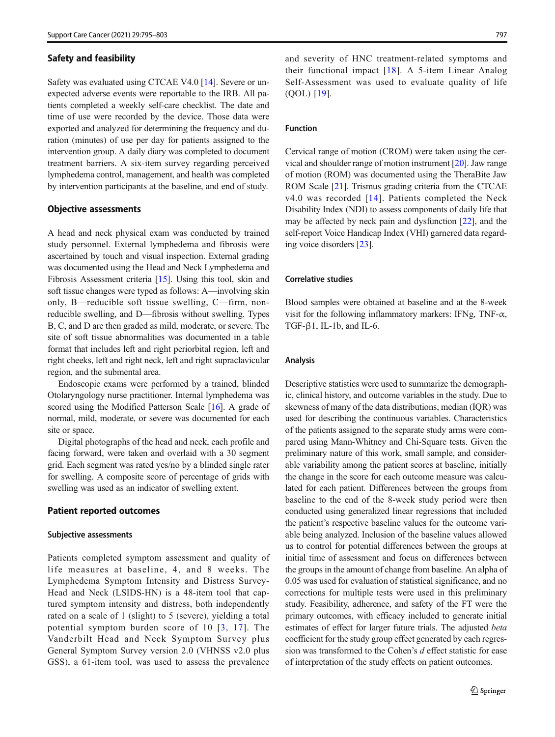### Safety and feasibility

Safety was evaluated using CTCAE V4.0 [14]. Severe or unexpected adverse events were reportable to the IRB. All patients completed a weekly self-care checklist. The date and time of use were recorded by the device. Those data were exported and analyzed for determining the frequency and duration (minutes) of use per day for patients assigned to the intervention group. A daily diary was completed to document treatment barriers. A six-item survey regarding perceived lymphedema control, management, and health was completed by intervention participants at the baseline, and end of study.

### Objective assessments

A head and neck physical exam was conducted by trained study personnel. External lymphedema and fibrosis were ascertained by touch and visual inspection. External grading was documented using the Head and Neck Lymphedema and Fibrosis Assessment criteria [15]. Using this tool, skin and soft tissue changes were typed as follows: A—involving skin only, B—reducible soft tissue swelling, C—firm, non-reducible swelling, and D—fibrosis without swelling. Types B, C, and D are then graded as mild, moderate, or severe. The site of soft tissue abnormalities was documented in a table format that includes left and right periorbital region, left and right cheeks, left and right neck, left and right supraclavicular region, and the submental area.

Endoscopic exams were performed by a trained, blinded Otolaryngology nurse practitioner. Internal lymphedema was scored using the Modified Patterson Scale [16]. A grade of normal, mild, moderate, or severe was documented for each site or space.

Digital photographs of the head and neck, each profile and facing forward, were taken and overlaid with a 30 segment grid. Each segment was rated yes/no by a blinded single rater for swelling. A composite score of percentage of grids with swelling was used as an indicator of swelling extent.

### Patient reported outcomes

#### Subjective assessments

Patients completed symptom assessment and quality of life measures at baseline, 4, and 8 weeks. The Lymphedema Symptom Intensity and Distress Survey-Head and Neck (LSIDS-HN) is a 48-item tool that captured symptom intensity and distress, both independently rated on a scale of 1 (slight) to 5 (severe), yielding a total potential symptom burden score of 10 [3, 17]. The Vanderbilt Head and Neck Symptom Survey plus General Symptom Survey version 2.0 (VHNSS v2.0 plus GSS), a 61-item tool, was used to assess the prevalence and severity of HNC treatment-related symptoms and their functional impact [18]. A 5-item Linear Analog Self-Assessment was used to evaluate quality of life (QOL) [19].

#### Function

Cervical range of motion (CROM) were taken using the cervical and shoulder range of motion instrument [20]. Jaw range of motion (ROM) was documented using the TheraBite Jaw ROM Scale [21]. Trismus grading criteria from the CTCAE v4.0 was recorded [14]. Patients completed the Neck Disability Index (NDI) to assess components of daily life that may be affected by neck pain and dysfunction [22], and the self-report Voice Handicap Index (VHI) garnered data regarding voice disorders [23].

#### Correlative studies

Blood samples were obtained at baseline and at the 8-week visit for the following inflammatory markers: IFNg, TNF-α, TGF-β1, IL-1b, and IL-6.

#### Analysis

Descriptive statistics were used to summarize the demographic, clinical history, and outcome variables in the study. Due to skewness of many of the data distributions, median (IQR) was used for describing the continuous variables. Characteristics of the patients assigned to the separate study arms were compared using Mann-Whitney and Chi-Square tests. Given the preliminary nature of this work, small sample, and considerable variability among the patient scores at baseline, initially the change in the score for each outcome measure was calculated for each patient. Differences between the groups from baseline to the end of the 8-week study period were then conducted using generalized linear regressions that included the patient's respective baseline values for the outcome variable being analyzed. Inclusion of the baseline values allowed us to control for potential differences between the groups at initial time of assessment and focus on differences between the groups in the amount of change from baseline. An alpha of 0.05 was used for evaluation of statistical significance, and no corrections for multiple tests were used in this preliminary study. Feasibility, adherence, and safety of the FT were the primary outcomes, with efficacy included to generate initial estimates of effect for larger future trials. The adjusted *beta* coefficient for the study group effect generated by each regression was transformed to the Cohen's *d* effect statistic for ease of interpretation of the study effects on patient outcomes.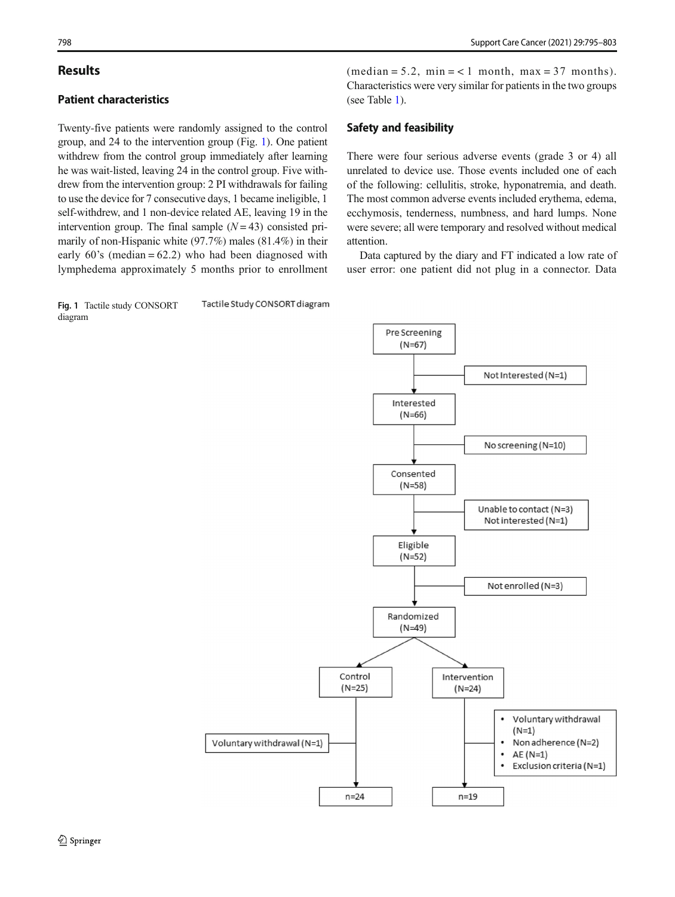## Results

### Patient characteristics

Twenty-five patients were randomly assigned to the control group, and 24 to the intervention group (Fig. 1). One patient withdrew from the control group immediately after learning he was wait-listed, leaving 24 in the control group. Five withdrew from the intervention group: 2 PI withdrawals for failing to use the device for 7 consecutive days, 1 became ineligible, 1 self-withdrew, and 1 non-device related AE, leaving 19 in the intervention group. The final sample ($N = 43$) consisted primarily of non-Hispanic white (97.7%) males (81.4%) in their early 60's (median = 62.2) who had been diagnosed with lymphedema approximately 5 months prior to enrollment (median = 5.2, min = < 1 month, max = 37 months). Characteristics were very similar for patients in the two groups (see Table 1).

### Safety and feasibility

There were four serious adverse events (grade 3 or 4) all unrelated to device use. Those events included one of each of the following: cellulitis, stroke, hyponatremia, and death. The most common adverse events included erythema, edema, ecchymosis, tenderness, numbness, and hard lumps. None were severe; all were temporary and resolved without medical attention.

Data captured by the diary and FT indicated a low rate of user error: one patient did not plug in a connector. Data

**Fig. 1** Tactile study CONSORT diagram

Tactile Study CONSORT diagram

- Pre Screening (N=67)
  - Not Interested (N=1)
- Interested (N=66)
  - No screening (N=10)
- Consented (N=58)
  - Unable to contact (N=3)
  - Not interested (N=1)
- Eligible (N=52)
  - Not enrolled (N=3)
- Randomized (N=49)
  - Control (N=25)
    - Voluntary withdrawal (N=1)
    - n=24
  - Intervention (N=24)
    - Voluntary withdrawal (N=1)
    - Non adherence (N=2)
    - AE (N=1)
    - Exclusion criteria (N=1)
    - n=19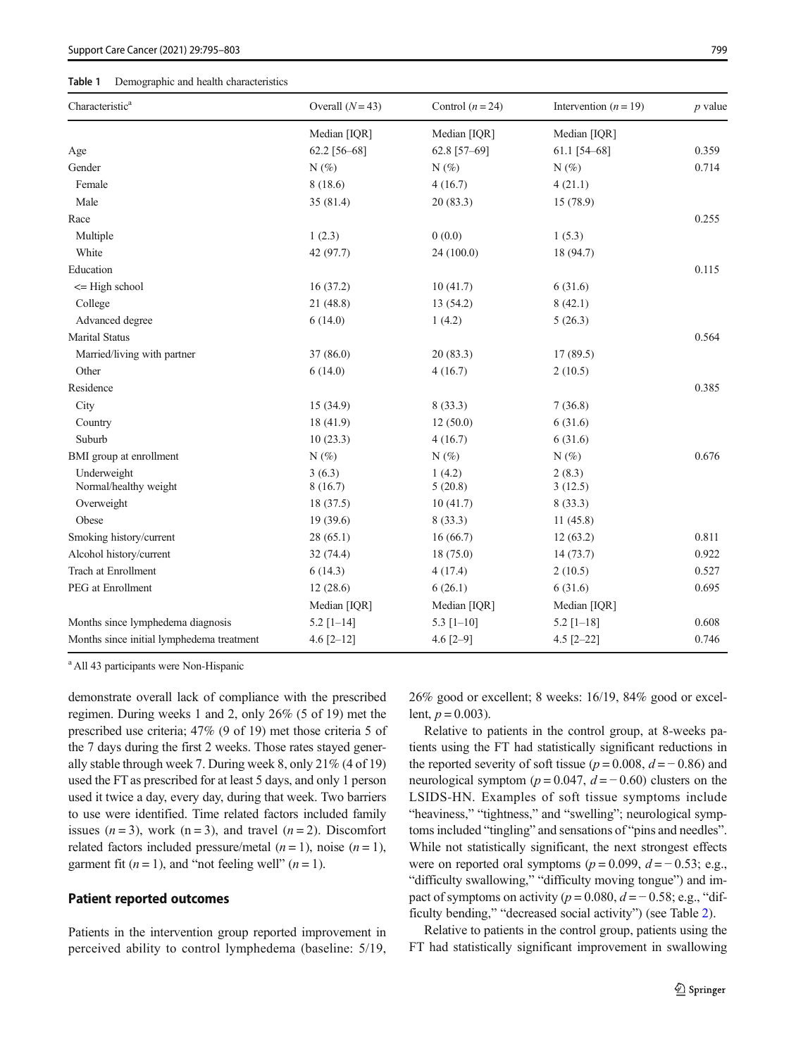**Table 1** Demographic and health characteristics

| Characteristic[a] | Overall ($N = 43$) | Control ($n = 24$) | Intervention ($n = 19$) | $p$ value |
|---|---|---|---|---|
| | Median [IQR] | Median [IQR] | Median [IQR] | |
| Age | 62.2 [56–68] | 62.8 [57–69] | 61.1 [54–68] | 0.359 |
| Gender | N (%) | N (%) | N (%) | 0.714 |
| Female | 8 (18.6) | 4 (16.7) | 4 (21.1) | |
| Male | 35 (81.4) | 20 (83.3) | 15 (78.9) | |
| Race | | | | 0.255 |
| Multiple | 1 (2.3) | 0 (0.0) | 1 (5.3) | |
| White | 42 (97.7) | 24 (100.0) | 18 (94.7) | |
| Education | | | | 0.115 |
| <= High school | 16 (37.2) | 10 (41.7) | 6 (31.6) | |
| College | 21 (48.8) | 13 (54.2) | 8 (42.1) | |
| Advanced degree | 6 (14.0) | 1 (4.2) | 5 (26.3) | |
| Marital Status | | | | 0.564 |
| Married/living with partner | 37 (86.0) | 20 (83.3) | 17 (89.5) | |
| Other | 6 (14.0) | 4 (16.7) | 2 (10.5) | |
| Residence | | | | 0.385 |
| City | 15 (34.9) | 8 (33.3) | 7 (36.8) | |
| Country | 18 (41.9) | 12 (50.0) | 6 (31.6) | |
| Suburb | 10 (23.3) | 4 (16.7) | 6 (31.6) | |
| BMI group at enrollment | N (%) | N (%) | N (%) | 0.676 |
| Underweight | 3 (6.3) | 1 (4.2) | 2 (8.3) | |
| Normal/healthy weight | 8 (16.7) | 5 (20.8) | 3 (12.5) | |
| Overweight | 18 (37.5) | 10 (41.7) | 8 (33.3) | |
| Obese | 19 (39.6) | 8 (33.3) | 11 (45.8) | |
| Smoking history/current | 28 (65.1) | 16 (66.7) | 12 (63.2) | 0.811 |
| Alcohol history/current | 32 (74.4) | 18 (75.0) | 14 (73.7) | 0.922 |
| Trach at Enrollment | 6 (14.3) | 4 (17.4) | 2 (10.5) | 0.527 |
| PEG at Enrollment | 12 (28.6) | 6 (26.1) | 6 (31.6) | 0.695 |
| | Median [IQR] | Median [IQR] | Median [IQR] | |
| Months since lymphedema diagnosis | 5.2 [1–14] | 5.3 [1–10] | 5.2 [1–18] | 0.608 |
| Months since initial lymphedema treatment | 4.6 [2–12] | 4.6 [2–9] | 4.5 [2–22] | 0.746 |

[a] All 43 participants were Non-Hispanic

demonstrate overall lack of compliance with the prescribed regimen. During weeks 1 and 2, only 26% (5 of 19) met the prescribed use criteria; 47% (9 of 19) met those criteria 5 of the 7 days during the first 2 weeks. Those rates stayed generally stable through week 7. During week 8, only 21% (4 of 19) used the FT as prescribed for at least 5 days, and only 1 person used it twice a day, every day, during that week. Two barriers to use were identified. Time related factors included family issues ($n = 3$), work ($n = 3$), and travel ($n = 2$). Discomfort related factors included pressure/metal ($n = 1$), noise ($n = 1$), garment fit ($n = 1$), and "not feeling well" ($n = 1$).

## Patient reported outcomes

Patients in the intervention group reported improvement in perceived ability to control lymphedema (baseline: 5/19, 26% good or excellent; 8 weeks: 16/19, 84% good or excellent, $p = 0.003$).

Relative to patients in the control group, at 8-weeks patients using the FT had statistically significant reductions in the reported severity of soft tissue ($p = 0.008$, $d = -0.86$) and neurological symptom ($p = 0.047$, $d = -0.60$) clusters on the LSIDS-HN. Examples of soft tissue symptoms include "heaviness," "tightness," and "swelling"; neurological symptoms included "tingling" and sensations of "pins and needles". While not statistically significant, the next strongest effects were on reported oral symptoms ($p = 0.099$, $d = -0.53$; e.g., "difficulty swallowing," "difficulty moving tongue") and impact of symptoms on activity ($p = 0.080$, $d = -0.58$; e.g., "difficulty bending," "decreased social activity") (see Table 2).

Relative to patients in the control group, patients using the FT had statistically significant improvement in swallowing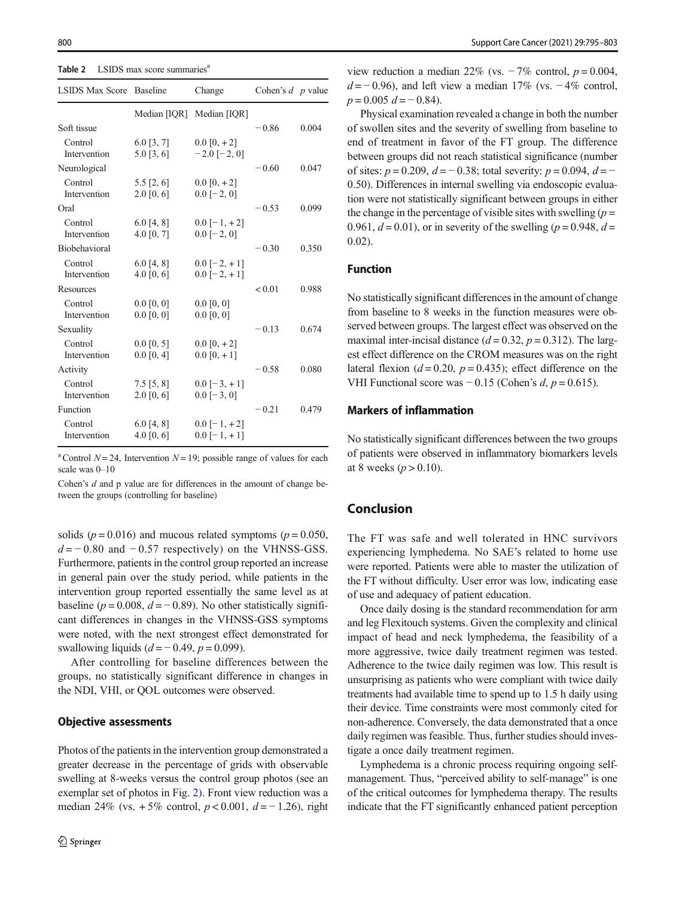**Table 2** LSIDS max score summaries[a]

| LSIDS Max Score | Baseline | Change | Cohen's $d$ | $p$ value |
|---|---|---|---|---|
| | Median [IQR] | Median [IQR] | | |
| Soft tissue | | | −0.86 | 0.004 |
| Control | 6.0 [3, 7] | 0.0 [0, +2] | | |
| Intervention | 5.0 [3, 6] | −2.0 [−2, 0] | | |
| Neurological | | | −0.60 | 0.047 |
| Control | 5.5 [2, 6] | 0.0 [0, +2] | | |
| Intervention | 2.0 [0, 6] | 0.0 [−2, 0] | | |
| Oral | | | −0.53 | 0.099 |
| Control | 6.0 [4, 8] | 0.0 [−1, +2] | | |
| Intervention | 4.0 [0, 7] | 0.0 [−2, 0] | | |
| Biobehavioral | | | −0.30 | 0.350 |
| Control | 6.0 [4, 8] | 0.0 [−2, +1] | | |
| Intervention | 4.0 [0, 6] | 0.0 [−2, +1] | | |
| Resources | | | < 0.01 | 0.988 |
| Control | 0.0 [0, 0] | 0.0 [0, 0] | | |
| Intervention | 0.0 [0, 0] | 0.0 [0, 0] | | |
| Sexuality | | | −0.13 | 0.674 |
| Control | 0.0 [0, 5] | 0.0 [0, +2] | | |
| Intervention | 0.0 [0, 4] | 0.0 [0, +1] | | |
| Activity | | | −0.58 | 0.080 |
| Control | 7.5 [5, 8] | 0.0 [−3, +1] | | |
| Intervention | 2.0 [0, 6] | 0.0 [−3, 0] | | |
| Function | | | −0.21 | 0.479 |
| Control | 6.0 [4, 8] | 0.0 [−1, +2] | | |
| Intervention | 4.0 [0, 6] | 0.0 [−1, +1] | | |

[a] Control $N = 24$, Intervention $N = 19$; possible range of values for each scale was 0–10

Cohen's $d$ and p value are for differences in the amount of change between the groups (controlling for baseline)

solids ($p = 0.016$) and mucous related symptoms ($p = 0.050$, $d = -0.80$ and $-0.57$ respectively) on the VHNSS-GSS. Furthermore, patients in the control group reported an increase in general pain over the study period, while patients in the intervention group reported essentially the same level as at baseline ($p = 0.008$, $d = -0.89$). No other statistically significant differences in changes in the VHNSS-GSS symptoms were noted, with the next strongest effect demonstrated for swallowing liquids ($d = -0.49$, $p = 0.099$).

After controlling for baseline differences between the groups, no statistically significant difference in changes in the NDI, VHI, or QOL outcomes were observed.

### Objective assessments

Photos of the patients in the intervention group demonstrated a greater decrease in the percentage of grids with observable swelling at 8-weeks versus the control group photos (see an exemplar set of photos in Fig. 2). Front view reduction was a median 24% (vs. +5% control, $p < 0.001$, $d = -1.26$), right view reduction a median 22% (vs. −7% control, $p = 0.004$, $d = -0.96$), and left view a median 17% (vs. −4% control, $p = 0.005$ $d = -0.84$).

Physical examination revealed a change in both the number of swollen sites and the severity of swelling from baseline to end of treatment in favor of the FT group. The difference between groups did not reach statistical significance (number of sites: $p = 0.209$, $d = -0.38$; total severity: $p = 0.094$, $d = -0.50$). Differences in internal swelling via endoscopic evaluation were not statistically significant between groups in either the change in the percentage of visible sites with swelling ($p = 0.961$, $d = 0.01$), or in severity of the swelling ($p = 0.948$, $d = 0.02$).

### Function

No statistically significant differences in the amount of change from baseline to 8 weeks in the function measures were observed between groups. The largest effect was observed on the maximal inter-incisal distance ($d = 0.32$, $p = 0.312$). The largest effect difference on the CROM measures was on the right lateral flexion ($d = 0.20$, $p = 0.435$); effect difference on the VHI Functional score was −0.15 (Cohen's $d$, $p = 0.615$).

### Markers of inflammation

No statistically significant differences between the two groups of patients were observed in inflammatory biomarkers levels at 8 weeks ($p > 0.10$).

## Conclusion

The FT was safe and well tolerated in HNC survivors experiencing lymphedema. No SAE's related to home use were reported. Patients were able to master the utilization of the FT without difficulty. User error was low, indicating ease of use and adequacy of patient education.

Once daily dosing is the standard recommendation for arm and leg Flexitouch systems. Given the complexity and clinical impact of head and neck lymphedema, the feasibility of a more aggressive, twice daily treatment regimen was tested. Adherence to the twice daily regimen was low. This result is unsurprising as patients who were compliant with twice daily treatments had available time to spend up to 1.5 h daily using their device. Time constraints were most commonly cited for non-adherence. Conversely, the data demonstrated that a once daily regimen was feasible. Thus, further studies should investigate a once daily treatment regimen.

Lymphedema is a chronic process requiring ongoing self-management. Thus, "perceived ability to self-manage" is one of the critical outcomes for lymphedema therapy. The results indicate that the FT significantly enhanced patient perception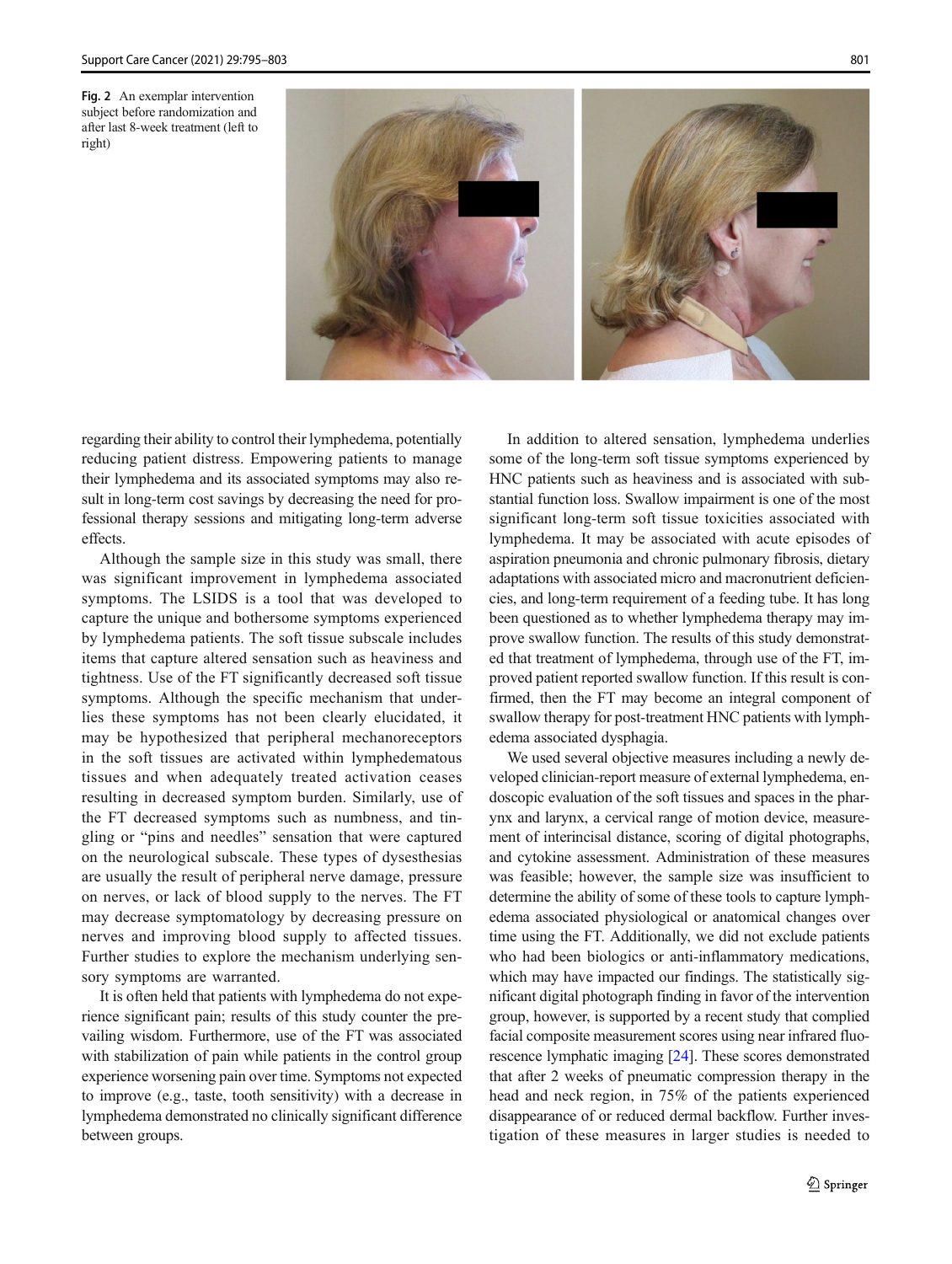Fig. 2 An exemplar intervention subject before randomization and after last 8-week treatment (left to right)

regarding their ability to control their lymphedema, potentially reducing patient distress. Empowering patients to manage their lymphedema and its associated symptoms may also result in long-term cost savings by decreasing the need for professional therapy sessions and mitigating long-term adverse effects.

Although the sample size in this study was small, there was significant improvement in lymphedema associated symptoms. The LSIDS is a tool that was developed to capture the unique and bothersome symptoms experienced by lymphedema patients. The soft tissue subscale includes items that capture altered sensation such as heaviness and tightness. Use of the FT significantly decreased soft tissue symptoms. Although the specific mechanism that underlies these symptoms has not been clearly elucidated, it may be hypothesized that peripheral mechanoreceptors in the soft tissues are activated within lymphedematous tissues and when adequately treated activation ceases resulting in decreased symptom burden. Similarly, use of the FT decreased symptoms such as numbness, and tingling or "pins and needles" sensation that were captured on the neurological subscale. These types of dysesthesias are usually the result of peripheral nerve damage, pressure on nerves, or lack of blood supply to the nerves. The FT may decrease symptomatology by decreasing pressure on nerves and improving blood supply to affected tissues. Further studies to explore the mechanism underlying sensory symptoms are warranted.

It is often held that patients with lymphedema do not experience significant pain; results of this study counter the prevailing wisdom. Furthermore, use of the FT was associated with stabilization of pain while patients in the control group experience worsening pain over time. Symptoms not expected to improve (e.g., taste, tooth sensitivity) with a decrease in lymphedema demonstrated no clinically significant difference between groups.

In addition to altered sensation, lymphedema underlies some of the long-term soft tissue symptoms experienced by HNC patients such as heaviness and is associated with substantial function loss. Swallow impairment is one of the most significant long-term soft tissue toxicities associated with lymphedema. It may be associated with acute episodes of aspiration pneumonia and chronic pulmonary fibrosis, dietary adaptations with associated micro and macronutrient deficiencies, and long-term requirement of a feeding tube. It has long been questioned as to whether lymphedema therapy may improve swallow function. The results of this study demonstrated that treatment of lymphedema, through use of the FT, improved patient reported swallow function. If this result is confirmed, then the FT may become an integral component of swallow therapy for post-treatment HNC patients with lymphedema associated dysphagia.

We used several objective measures including a newly developed clinician-report measure of external lymphedema, endoscopic evaluation of the soft tissues and spaces in the pharynx and larynx, a cervical range of motion device, measurement of interincisal distance, scoring of digital photographs, and cytokine assessment. Administration of these measures was feasible; however, the sample size was insufficient to determine the ability of some of these tools to capture lymphedema associated physiological or anatomical changes over time using the FT. Additionally, we did not exclude patients who had been biologics or anti-inflammatory medications, which may have impacted our findings. The statistically significant digital photograph finding in favor of the intervention group, however, is supported by a recent study that complied facial composite measurement scores using near infrared fluorescence lymphatic imaging [24]. These scores demonstrated that after 2 weeks of pneumatic compression therapy in the head and neck region, in 75% of the patients experienced disappearance of or reduced dermal backflow. Further investigation of these measures in larger studies is needed to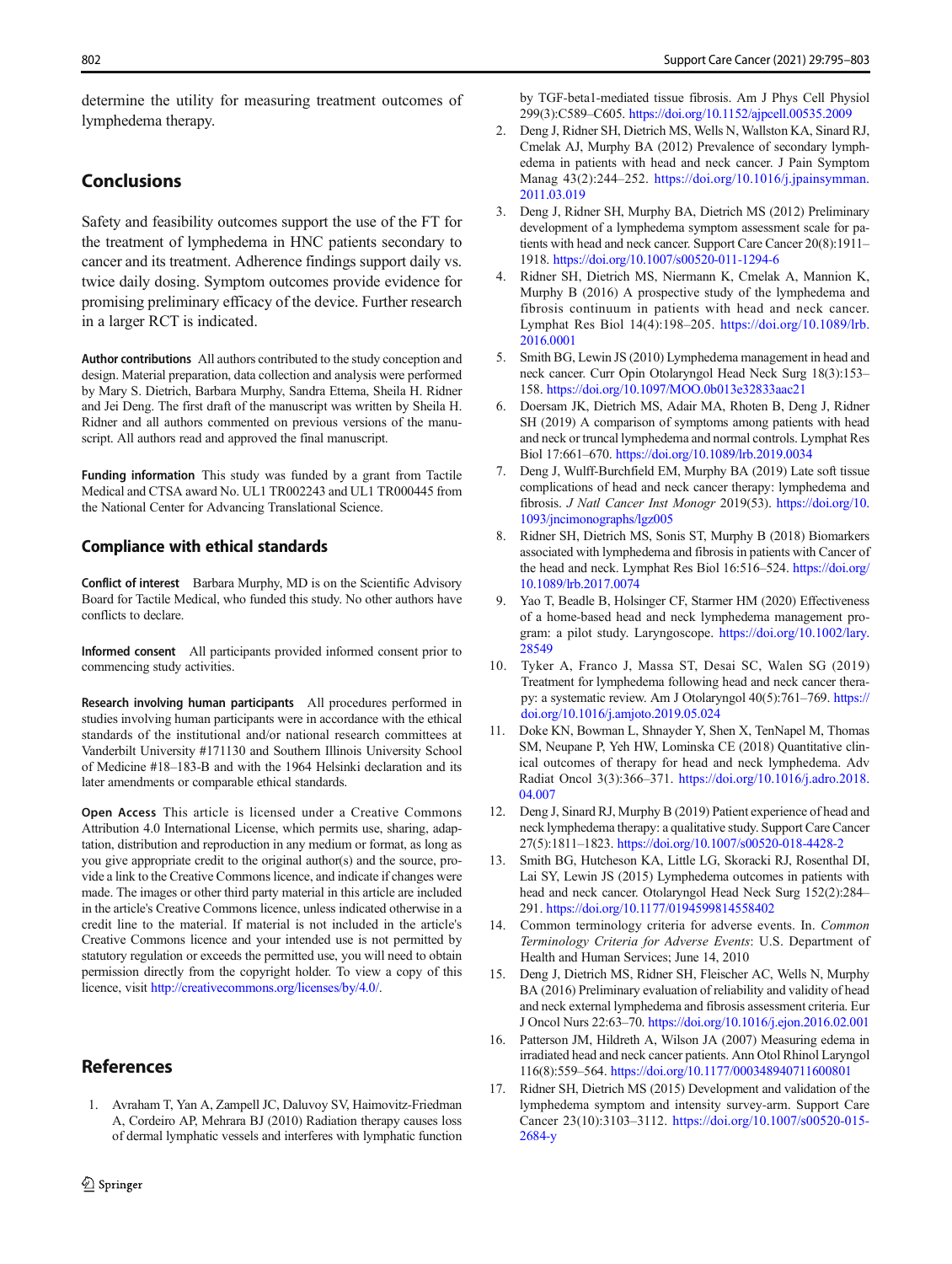determine the utility for measuring treatment outcomes of lymphedema therapy.

## Conclusions

Safety and feasibility outcomes support the use of the FT for the treatment of lymphedema in HNC patients secondary to cancer and its treatment. Adherence findings support daily vs. twice daily dosing. Symptom outcomes provide evidence for promising preliminary efficacy of the device. Further research in a larger RCT is indicated.

**Author contributions** All authors contributed to the study conception and design. Material preparation, data collection and analysis were performed by Mary S. Dietrich, Barbara Murphy, Sandra Ettema, Sheila H. Ridner and Jei Deng. The first draft of the manuscript was written by Sheila H. Ridner and all authors commented on previous versions of the manuscript. All authors read and approved the final manuscript.

**Funding information** This study was funded by a grant from Tactile Medical and CTSA award No. UL1 TR002243 and UL1 TR000445 from the National Center for Advancing Translational Science.

### Compliance with ethical standards

**Conflict of interest** Barbara Murphy, MD is on the Scientific Advisory Board for Tactile Medical, who funded this study. No other authors have conflicts to declare.

**Informed consent** All participants provided informed consent prior to commencing study activities.

**Research involving human participants** All procedures performed in studies involving human participants were in accordance with the ethical standards of the institutional and/or national research committees at Vanderbilt University #171130 and Southern Illinois University School of Medicine #18–183-B and with the 1964 Helsinki declaration and its later amendments or comparable ethical standards.

**Open Access** This article is licensed under a Creative Commons Attribution 4.0 International License, which permits use, sharing, adaptation, distribution and reproduction in any medium or format, as long as you give appropriate credit to the original author(s) and the source, provide a link to the Creative Commons licence, and indicate if changes were made. The images or other third party material in this article are included in the article's Creative Commons licence, unless indicated otherwise in a credit line to the material. If material is not included in the article's Creative Commons licence and your intended use is not permitted by statutory regulation or exceeds the permitted use, you will need to obtain permission directly from the copyright holder. To view a copy of this licence, visit http://creativecommons.org/licenses/by/4.0/.

## References

1. Avraham T, Yan A, Zampell JC, Daluvoy SV, Haimovitz-Friedman A, Cordeiro AP, Mehrara BJ (2010) Radiation therapy causes loss of dermal lymphatic vessels and interferes with lymphatic function by TGF-beta1-mediated tissue fibrosis. Am J Phys Cell Physiol 299(3):C589–C605. https://doi.org/10.1152/ajpcell.00535.2009
2. Deng J, Ridner SH, Dietrich MS, Wells N, Wallston KA, Sinard RJ, Cmelak AJ, Murphy BA (2012) Prevalence of secondary lymphedema in patients with head and neck cancer. J Pain Symptom Manag 43(2):244–252. https://doi.org/10.1016/j.jpainsymman.2011.03.019
3. Deng J, Ridner SH, Murphy BA, Dietrich MS (2012) Preliminary development of a lymphedema symptom assessment scale for patients with head and neck cancer. Support Care Cancer 20(8):1911–1918. https://doi.org/10.1007/s00520-011-1294-6
4. Ridner SH, Dietrich MS, Niermann K, Cmelak A, Mannion K, Murphy B (2016) A prospective study of the lymphedema and fibrosis continuum in patients with head and neck cancer. Lymphat Res Biol 14(4):198–205. https://doi.org/10.1089/lrb.2016.0001
5. Smith BG, Lewin JS (2010) Lymphedema management in head and neck cancer. Curr Opin Otolaryngol Head Neck Surg 18(3):153–158. https://doi.org/10.1097/MOO.0b013e32833aac21
6. Doersam JK, Dietrich MS, Adair MA, Rhoten B, Deng J, Ridner SH (2019) A comparison of symptoms among patients with head and neck or truncal lymphedema and normal controls. Lymphat Res Biol 17:661–670. https://doi.org/10.1089/lrb.2019.0034
7. Deng J, Wulff-Burchfield EM, Murphy BA (2019) Late soft tissue complications of head and neck cancer therapy: lymphedema and fibrosis. *J Natl Cancer Inst Monogr* 2019(53). https://doi.org/10.1093/jncimonographs/lgz005
8. Ridner SH, Dietrich MS, Sonis ST, Murphy B (2018) Biomarkers associated with lymphedema and fibrosis in patients with Cancer of the head and neck. Lymphat Res Biol 16:516–524. https://doi.org/10.1089/lrb.2017.0074
9. Yao T, Beadle B, Holsinger CF, Starmer HM (2020) Effectiveness of a home-based head and neck lymphedema management program: a pilot study. Laryngoscope. https://doi.org/10.1002/lary.28549
10. Tyker A, Franco J, Massa ST, Desai SC, Walen SG (2019) Treatment for lymphedema following head and neck cancer therapy: a systematic review. Am J Otolaryngol 40(5):761–769. https://doi.org/10.1016/j.amjoto.2019.05.024
11. Doke KN, Bowman L, Shnayder Y, Shen X, TenNapel M, Thomas SM, Neupane P, Yeh HW, Lominska CE (2018) Quantitative clinical outcomes of therapy for head and neck lymphedema. Adv Radiat Oncol 3(3):366–371. https://doi.org/10.1016/j.adro.2018.04.007
12. Deng J, Sinard RJ, Murphy B (2019) Patient experience of head and neck lymphedema therapy: a qualitative study. Support Care Cancer 27(5):1811–1823. https://doi.org/10.1007/s00520-018-4428-2
13. Smith BG, Hutcheson KA, Little LG, Skoracki RJ, Rosenthal DI, Lai SY, Lewin JS (2015) Lymphedema outcomes in patients with head and neck cancer. Otolaryngol Head Neck Surg 152(2):284–291. https://doi.org/10.1177/0194599814558402
14. Common terminology criteria for adverse events. In. *Common Terminology Criteria for Adverse Events*: U.S. Department of Health and Human Services; June 14, 2010
15. Deng J, Dietrich MS, Ridner SH, Fleischer AC, Wells N, Murphy BA (2016) Preliminary evaluation of reliability and validity of head and neck external lymphedema and fibrosis assessment criteria. Eur J Oncol Nurs 22:63–70. https://doi.org/10.1016/j.ejon.2016.02.001
16. Patterson JM, Hildreth A, Wilson JA (2007) Measuring edema in irradiated head and neck cancer patients. Ann Otol Rhinol Laryngol 116(8):559–564. https://doi.org/10.1177/000348940711600801
17. Ridner SH, Dietrich MS (2015) Development and validation of the lymphedema symptom and intensity survey-arm. Support Care Cancer 23(10):3103–3112. https://doi.org/10.1007/s00520-015-2684-y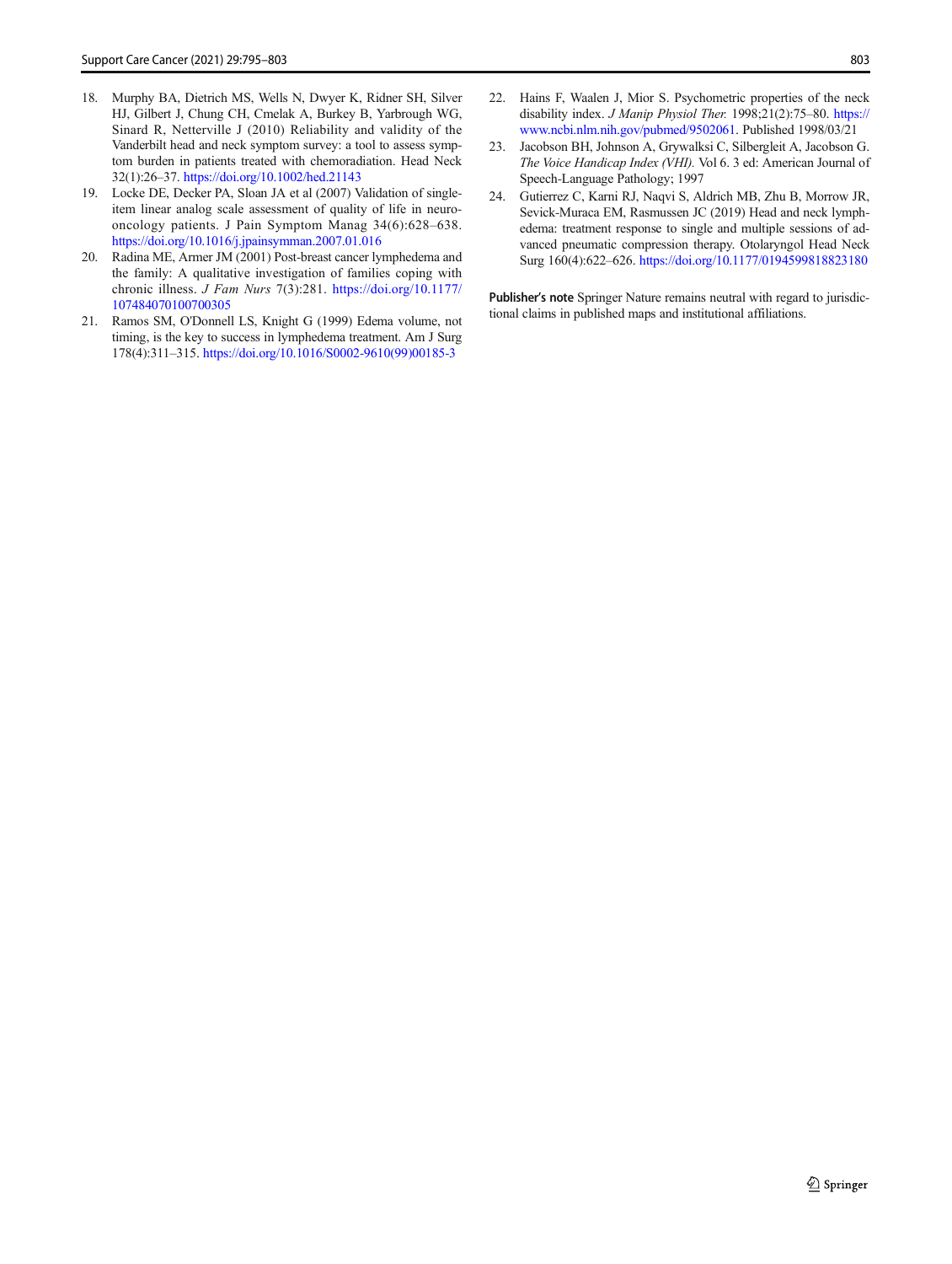18. Murphy BA, Dietrich MS, Wells N, Dwyer K, Ridner SH, Silver HJ, Gilbert J, Chung CH, Cmelak A, Burkey B, Yarbrough WG, Sinard R, Netterville J (2010) Reliability and validity of the Vanderbilt head and neck symptom survey: a tool to assess symptom burden in patients treated with chemoradiation. Head Neck 32(1):26–37. https://doi.org/10.1002/hed.21143
19. Locke DE, Decker PA, Sloan JA et al (2007) Validation of single-item linear analog scale assessment of quality of life in neuro-oncology patients. J Pain Symptom Manag 34(6):628–638. https://doi.org/10.1016/j.jpainsymman.2007.01.016
20. Radina ME, Armer JM (2001) Post-breast cancer lymphedema and the family: A qualitative investigation of families coping with chronic illness. *J Fam Nurs* 7(3):281. https://doi.org/10.1177/107484070100700305
21. Ramos SM, O'Donnell LS, Knight G (1999) Edema volume, not timing, is the key to success in lymphedema treatment. Am J Surg 178(4):311–315. https://doi.org/10.1016/S0002-9610(99)00185-3
22. Hains F, Waalen J, Mior S. Psychometric properties of the neck disability index. *J Manip Physiol Ther.* 1998;21(2):75–80. https://www.ncbi.nlm.nih.gov/pubmed/9502061. Published 1998/03/21
23. Jacobson BH, Johnson A, Grywalksi C, Silbergleit A, Jacobson G. *The Voice Handicap Index (VHI).* Vol 6. 3 ed: American Journal of Speech-Language Pathology; 1997
24. Gutierrez C, Karni RJ, Naqvi S, Aldrich MB, Zhu B, Morrow JR, Sevick-Muraca EM, Rasmussen JC (2019) Head and neck lymphedema: treatment response to single and multiple sessions of advanced pneumatic compression therapy. Otolaryngol Head Neck Surg 160(4):622–626. https://doi.org/10.1177/0194599818823180

**Publisher's note** Springer Nature remains neutral with regard to jurisdictional claims in published maps and institutional affiliations.